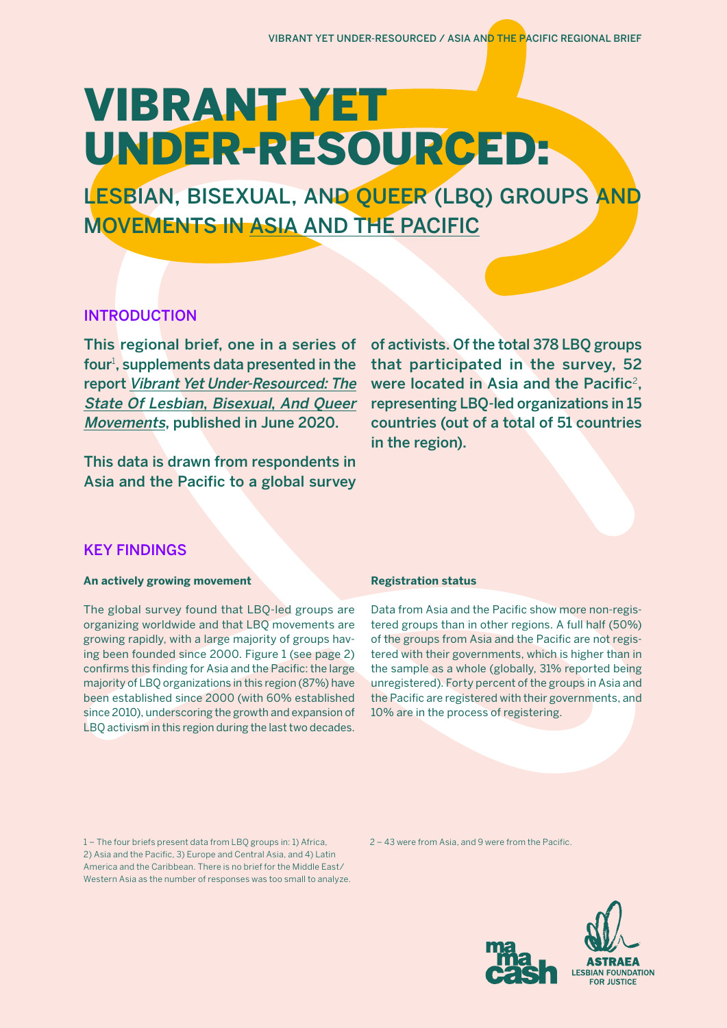# VIBRANT YET UNDER-RESOURCED:

## LESBIAN, BISEXUAL, AND QUEER (LBQ) GROUPS AND MOVEMENTS IN ASIA AND THE PACIFIC

### INTRODUCTION

**This regional brief, one in a series of four[1], supplements data presented in the report *Vibrant Yet Under-Resourced: The State Of Lesbian, Bisexual, And Queer Movements*, published in June 2020.**

**This data is drawn from respondents in Asia and the Pacific to a global survey of activists. Of the total 378 LBQ groups that participated in the survey, 52 were located in Asia and the Pacific[2], representing LBQ-led organizations in 15 countries (out of a total of 51 countries in the region).**

### KEY FINDINGS

**An actively growing movement**

The global survey found that LBQ-led groups are organizing worldwide and that LBQ movements are growing rapidly, with a large majority of groups having been founded since 2000. Figure 1 (see page 2) confirms this finding for Asia and the Pacific: the large majority of LBQ organizations in this region (87%) have been established since 2000 (with 60% established since 2010), underscoring the growth and expansion of LBQ activism in this region during the last two decades.

**Registration status**

Data from Asia and the Pacific show more non-registered groups than in other regions. A full half (50%) of the groups from Asia and the Pacific are not registered with their governments, which is higher than in the sample as a whole (globally, 31% reported being unregistered). Forty percent of the groups in Asia and the Pacific are registered with their governments, and 10% are in the process of registering.

---

1 – The four briefs present data from LBQ groups in: 1) Africa, 2) Asia and the Pacific, 3) Europe and Central Asia, and 4) Latin America and the Caribbean. There is no brief for the Middle East/Western Asia as the number of responses was too small to analyze.

2 – 43 were from Asia, and 9 were from the Pacific.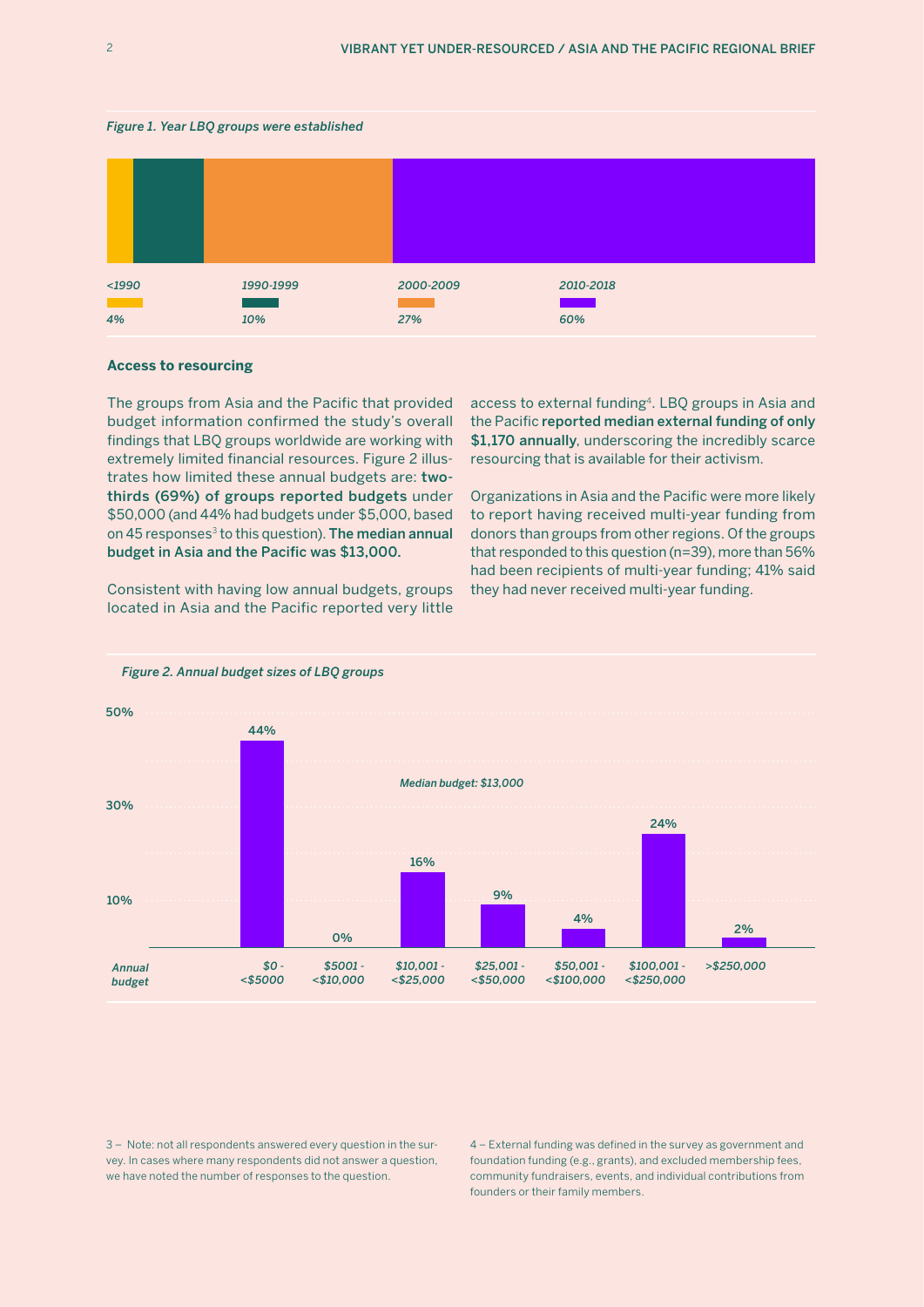*Figure 1. Year LBQ groups were established*

| <1990 | 1990-1999 | 2000-2009 | 2010-2018 |
|---|---|---|---|
| 4% | 10% | 27% | 60% |

## Access to resourcing

The groups from Asia and the Pacific that provided budget information confirmed the study's overall findings that LBQ groups worldwide are working with extremely limited financial resources. Figure 2 illustrates how limited these annual budgets are: **two-thirds (69%) of groups reported budgets** under $50,000 (and 44% had budgets under $5,000, based on 45 responses[3] to this question). **The median annual budget in Asia and the Pacific was $13,000.**

Consistent with having low annual budgets, groups located in Asia and the Pacific reported very little access to external funding[4]. LBQ groups in Asia and the Pacific **reported median external funding of only $1,170 annually**, underscoring the incredibly scarce resourcing that is available for their activism.

Organizations in Asia and the Pacific were more likely to report having received multi-year funding from donors than groups from other regions. Of the groups that responded to this question (n=39), more than 56% had been recipients of multi-year funding; 41% said they had never received multi-year funding.

*Figure 2. Annual budget sizes of LBQ groups*

*Median budget: $13,000*

| Annual budget | Percentage |
|---|---|
| $0 - <$5000 | 44% |
| $5001 - <$10,000 | 0% |
| $10,001 - <$25,000 | 16% |
| $25,001 - <$50,000 | 9% |
| $50,001 - <$100,000 | 4% |
| $100,001 - <$250,000 | 24% |
| >$250,000 | 2% |

3 – Note: not all respondents answered every question in the survey. In cases where many respondents did not answer a question, we have noted the number of responses to the question.

4 – External funding was defined in the survey as government and foundation funding (e.g., grants), and excluded membership fees, community fundraisers, events, and individual contributions from founders or their family members.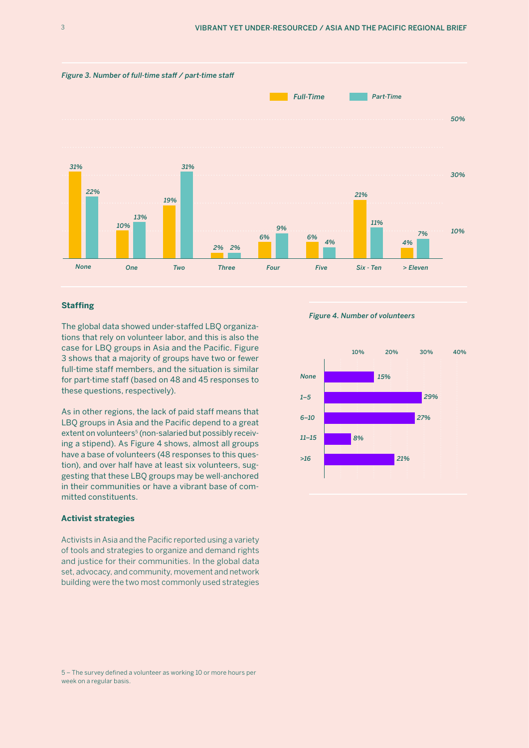*Figure 3. Number of full-time staff / part-time staff*

| | Full-Time | Part-Time |
|---|---|---|
| None | 31% | 22% |
| One | 10% | 13% |
| Two | 19% | 31% |
| Three | 2% | 2% |
| Four | 6% | 9% |
| Five | 6% | 4% |
| Six - Ten | 21% | 11% |
| > Eleven | 4% | 7% |

### Staffing

The global data showed under-staffed LBQ organizations that rely on volunteer labor, and this is also the case for LBQ groups in Asia and the Pacific. Figure 3 shows that a majority of groups have two or fewer full-time staff members, and the situation is similar for part-time staff (based on 48 and 45 responses to these questions, respectively).

As in other regions, the lack of paid staff means that LBQ groups in Asia and the Pacific depend to a great extent on volunteers[5] (non-salaried but possibly receiving a stipend). As Figure 4 shows, almost all groups have a base of volunteers (48 responses to this question), and over half have at least six volunteers, suggesting that these LBQ groups may be well-anchored in their communities or have a vibrant base of committed constituents.

*Figure 4. Number of volunteers*

| Number of volunteers | % |
|---|---|
| None | 15% |
| 1–5 | 29% |
| 6–10 | 27% |
| 11–15 | 8% |
| >16 | 21% |

### Activist strategies

Activists in Asia and the Pacific reported using a variety of tools and strategies to organize and demand rights and justice for their communities. In the global data set, advocacy, and community, movement and network building were the two most commonly used strategies

5 – The survey defined a volunteer as working 10 or more hours per week on a regular basis.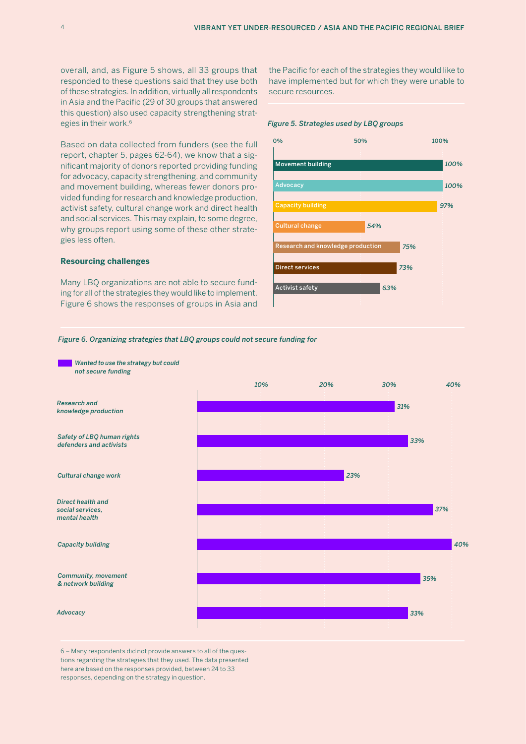overall, and, as Figure 5 shows, all 33 groups that responded to these questions said that they use both of these strategies. In addition, virtually all respondents in Asia and the Pacific (29 of 30 groups that answered this question) also used capacity strengthening strategies in their work.[6]

Based on data collected from funders (see the full report, chapter 5, pages 62-64), we know that a significant majority of donors reported providing funding for advocacy, capacity strengthening, and community and movement building, whereas fewer donors provided funding for research and knowledge production, activist safety, cultural change work and direct health and social services. This may explain, to some degree, why groups report using some of these other strategies less often.

### Resourcing challenges

Many LBQ organizations are not able to secure funding for all of the strategies they would like to implement. Figure 6 shows the responses of groups in Asia and the Pacific for each of the strategies they would like to have implemented but for which they were unable to secure resources.

***Figure 5. Strategies used by LBQ groups***

| Strategy | % |
| --- | --- |
| Movement building | 100% |
| Advocacy | 100% |
| Capacity building | 97% |
| Cultural change | 54% |
| Research and knowledge production | 75% |
| Direct services | 73% |
| Activist safety | 63% |

***Figure 6. Organizing strategies that LBQ groups could not secure funding for***

| Strategy | Wanted to use the strategy but could not secure funding |
| --- | --- |
| Research and knowledge production | 31% |
| Safety of LBQ human rights defenders and activists | 33% |
| Cultural change work | 23% |
| Direct health and social services, mental health | 37% |
| Capacity building | 40% |
| Community, movement & network building | 35% |
| Advocacy | 33% |

6 – Many respondents did not provide answers to all of the questions regarding the strategies that they used. The data presented here are based on the responses provided, between 24 to 33 responses, depending on the strategy in question.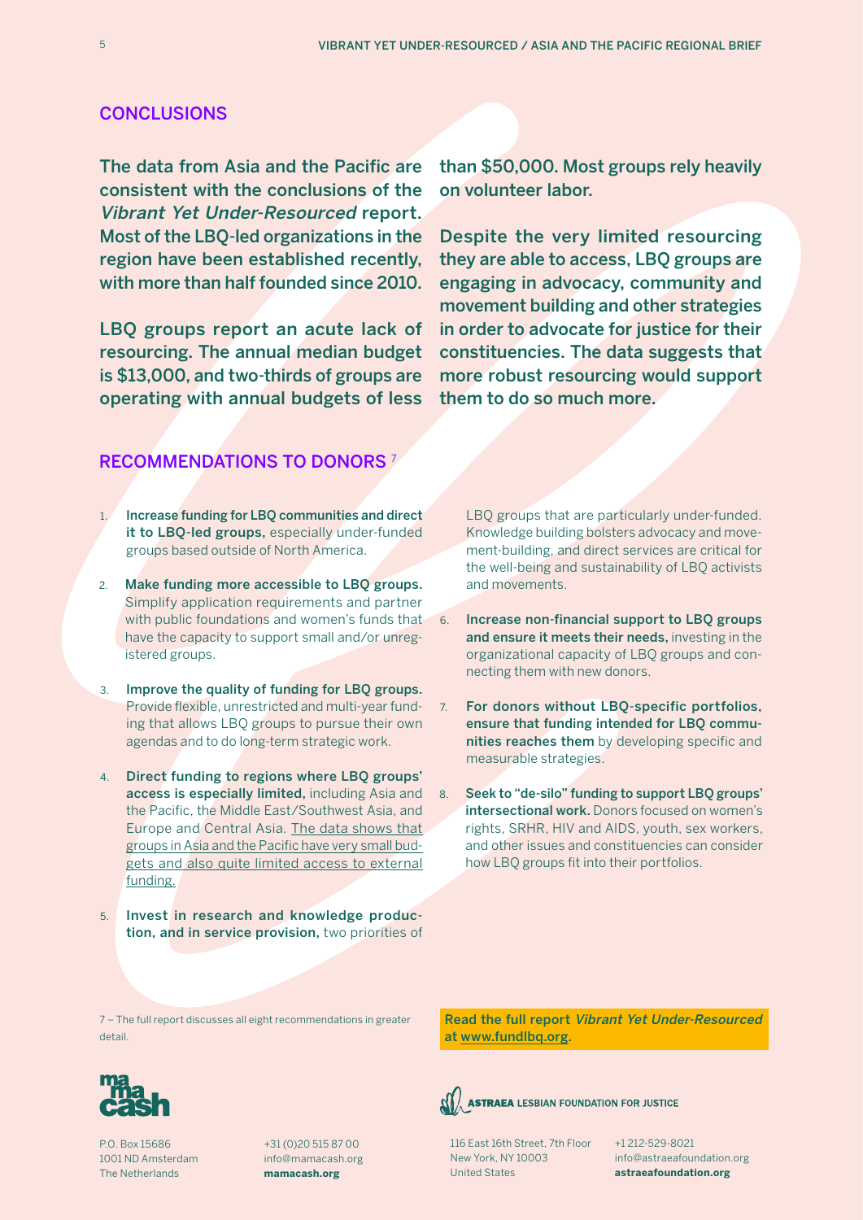## CONCLUSIONS

**The data from Asia and the Pacific are consistent with the conclusions of the *Vibrant Yet Under-Resourced* report. Most of the LBQ-led organizations in the region have been established recently, with more than half founded since 2010.**

**LBQ groups report an acute lack of resourcing. The annual median budget is $13,000, and two-thirds of groups are operating with annual budgets of less than $50,000. Most groups rely heavily on volunteer labor.**

**Despite the very limited resourcing they are able to access, LBQ groups are engaging in advocacy, community and movement building and other strategies in order to advocate for justice for their constituencies. The data suggests that more robust resourcing would support them to do so much more.**

## RECOMMENDATIONS TO DONORS [7]

1. **Increase funding for LBQ communities and direct it to LBQ-led groups,** especially under-funded groups based outside of North America.
2. **Make funding more accessible to LBQ groups.** Simplify application requirements and partner with public foundations and women's funds that have the capacity to support small and/or unregistered groups.
3. **Improve the quality of funding for LBQ groups.** Provide flexible, unrestricted and multi-year funding that allows LBQ groups to pursue their own agendas and to do long-term strategic work.
4. **Direct funding to regions where LBQ groups' access is especially limited,** including Asia and the Pacific, the Middle East/Southwest Asia, and Europe and Central Asia. The data shows that groups in Asia and the Pacific have very small budgets and also quite limited access to external funding.
5. **Invest in research and knowledge production, and in service provision,** two priorities of LBQ groups that are particularly under-funded. Knowledge building bolsters advocacy and movement-building, and direct services are critical for the well-being and sustainability of LBQ activists and movements.
6. **Increase non-financial support to LBQ groups and ensure it meets their needs,** investing in the organizational capacity of LBQ groups and connecting them with new donors.
7. **For donors without LBQ-specific portfolios, ensure that funding intended for LBQ communities reaches them** by developing specific and measurable strategies.
8. **Seek to "de-silo" funding to support LBQ groups' intersectional work.** Donors focused on women's rights, SRHR, HIV and AIDS, youth, sex workers, and other issues and constituencies can consider how LBQ groups fit into their portfolios.

7 – The full report discusses all eight recommendations in greater detail.

**Read the full report *Vibrant Yet Under-Resourced* at www.fundlbq.org.**

mama cash

P.O. Box 15686
1001 ND Amsterdam
The Netherlands

+31 (0)20 515 87 00
info@mamacash.org
**mamacash.org**

ASTRAEA LESBIAN FOUNDATION FOR JUSTICE

116 East 16th Street, 7th Floor
New York, NY 10003
United States

+1 212-529-8021
info@astraeafoundation.org
**astraeafoundation.org**